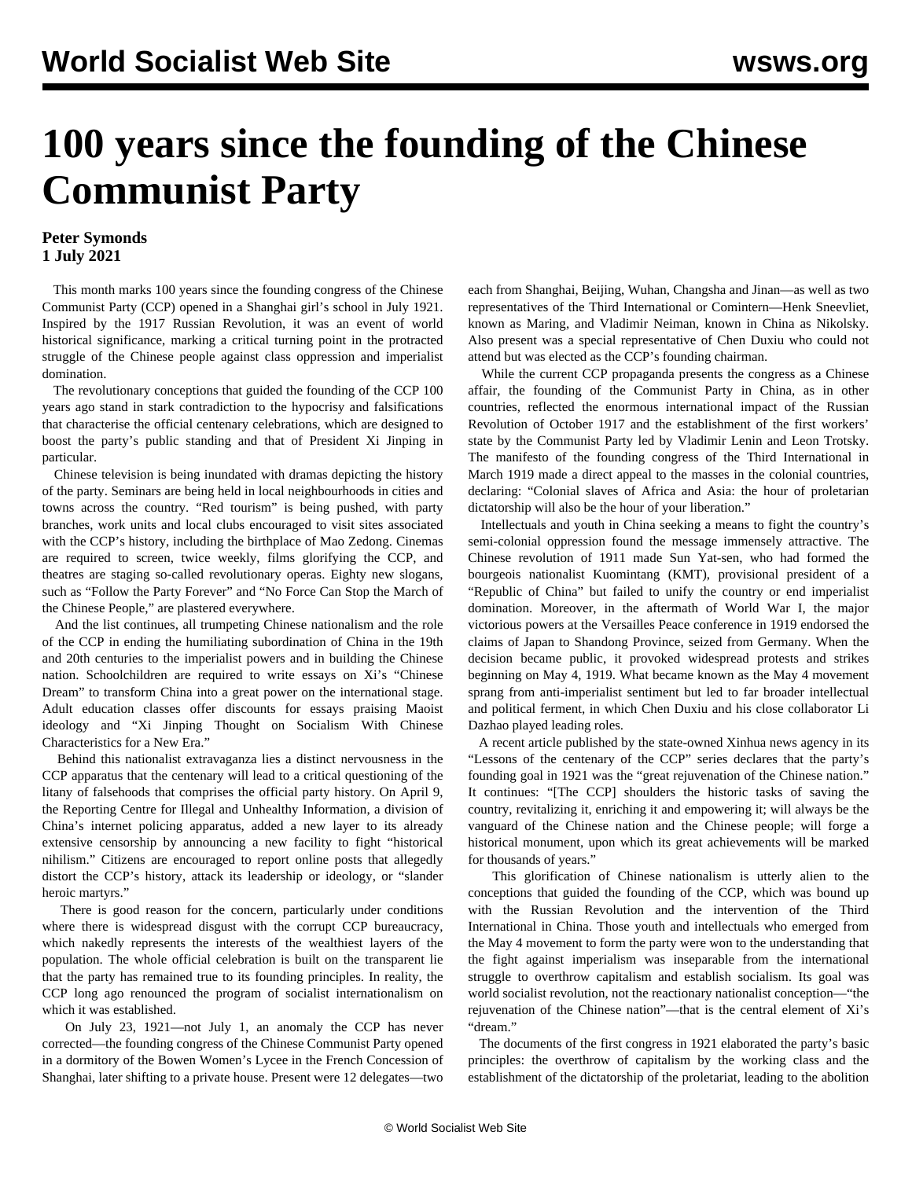# 100 years since the founding of the Chinese Communist Party

**Peter Symonds**
**1 July 2021**

This month marks 100 years since the founding congress of the Chinese Communist Party (CCP) opened in a Shanghai girl's school in July 1921. Inspired by the 1917 Russian Revolution, it was an event of world historical significance, marking a critical turning point in the protracted struggle of the Chinese people against class oppression and imperialist domination.

The revolutionary conceptions that guided the founding of the CCP 100 years ago stand in stark contradiction to the hypocrisy and falsifications that characterise the official centenary celebrations, which are designed to boost the party's public standing and that of President Xi Jinping in particular.

Chinese television is being inundated with dramas depicting the history of the party. Seminars are being held in local neighbourhoods in cities and towns across the country. "Red tourism" is being pushed, with party branches, work units and local clubs encouraged to visit sites associated with the CCP's history, including the birthplace of Mao Zedong. Cinemas are required to screen, twice weekly, films glorifying the CCP, and theatres are staging so-called revolutionary operas. Eighty new slogans, such as "Follow the Party Forever" and "No Force Can Stop the March of the Chinese People," are plastered everywhere.

And the list continues, all trumpeting Chinese nationalism and the role of the CCP in ending the humiliating subordination of China in the 19th and 20th centuries to the imperialist powers and in building the Chinese nation. Schoolchildren are required to write essays on Xi's "Chinese Dream" to transform China into a great power on the international stage. Adult education classes offer discounts for essays praising Maoist ideology and "Xi Jinping Thought on Socialism With Chinese Characteristics for a New Era."

Behind this nationalist extravaganza lies a distinct nervousness in the CCP apparatus that the centenary will lead to a critical questioning of the litany of falsehoods that comprises the official party history. On April 9, the Reporting Centre for Illegal and Unhealthy Information, a division of China's internet policing apparatus, added a new layer to its already extensive censorship by announcing a new facility to fight "historical nihilism." Citizens are encouraged to report online posts that allegedly distort the CCP's history, attack its leadership or ideology, or "slander heroic martyrs."

There is good reason for the concern, particularly under conditions where there is widespread disgust with the corrupt CCP bureaucracy, which nakedly represents the interests of the wealthiest layers of the population. The whole official celebration is built on the transparent lie that the party has remained true to its founding principles. In reality, the CCP long ago renounced the program of socialist internationalism on which it was established.

On July 23, 1921—not July 1, an anomaly the CCP has never corrected—the founding congress of the Chinese Communist Party opened in a dormitory of the Bowen Women's Lycee in the French Concession of Shanghai, later shifting to a private house. Present were 12 delegates—two each from Shanghai, Beijing, Wuhan, Changsha and Jinan—as well as two representatives of the Third International or Comintern—Henk Sneevliet, known as Maring, and Vladimir Neiman, known in China as Nikolsky. Also present was a special representative of Chen Duxiu who could not attend but was elected as the CCP's founding chairman.

While the current CCP propaganda presents the congress as a Chinese affair, the founding of the Communist Party in China, as in other countries, reflected the enormous international impact of the Russian Revolution of October 1917 and the establishment of the first workers' state by the Communist Party led by Vladimir Lenin and Leon Trotsky. The manifesto of the founding congress of the Third International in March 1919 made a direct appeal to the masses in the colonial countries, declaring: "Colonial slaves of Africa and Asia: the hour of proletarian dictatorship will also be the hour of your liberation."

Intellectuals and youth in China seeking a means to fight the country's semi-colonial oppression found the message immensely attractive. The Chinese revolution of 1911 made Sun Yat-sen, who had formed the bourgeois nationalist Kuomintang (KMT), provisional president of a "Republic of China" but failed to unify the country or end imperialist domination. Moreover, in the aftermath of World War I, the major victorious powers at the Versailles Peace conference in 1919 endorsed the claims of Japan to Shandong Province, seized from Germany. When the decision became public, it provoked widespread protests and strikes beginning on May 4, 1919. What became known as the May 4 movement sprang from anti-imperialist sentiment but led to far broader intellectual and political ferment, in which Chen Duxiu and his close collaborator Li Dazhao played leading roles.

A recent article published by the state-owned Xinhua news agency in its "Lessons of the centenary of the CCP" series declares that the party's founding goal in 1921 was the "great rejuvenation of the Chinese nation." It continues: "[The CCP] shoulders the historic tasks of saving the country, revitalizing it, enriching it and empowering it; will always be the vanguard of the Chinese nation and the Chinese people; will forge a historical monument, upon which its great achievements will be marked for thousands of years."

This glorification of Chinese nationalism is utterly alien to the conceptions that guided the founding of the CCP, which was bound up with the Russian Revolution and the intervention of the Third International in China. Those youth and intellectuals who emerged from the May 4 movement to form the party were won to the understanding that the fight against imperialism was inseparable from the international struggle to overthrow capitalism and establish socialism. Its goal was world socialist revolution, not the reactionary nationalist conception—"the rejuvenation of the Chinese nation"—that is the central element of Xi's "dream."

The documents of the first congress in 1921 elaborated the party's basic principles: the overthrow of capitalism by the working class and the establishment of the dictatorship of the proletariat, leading to the abolition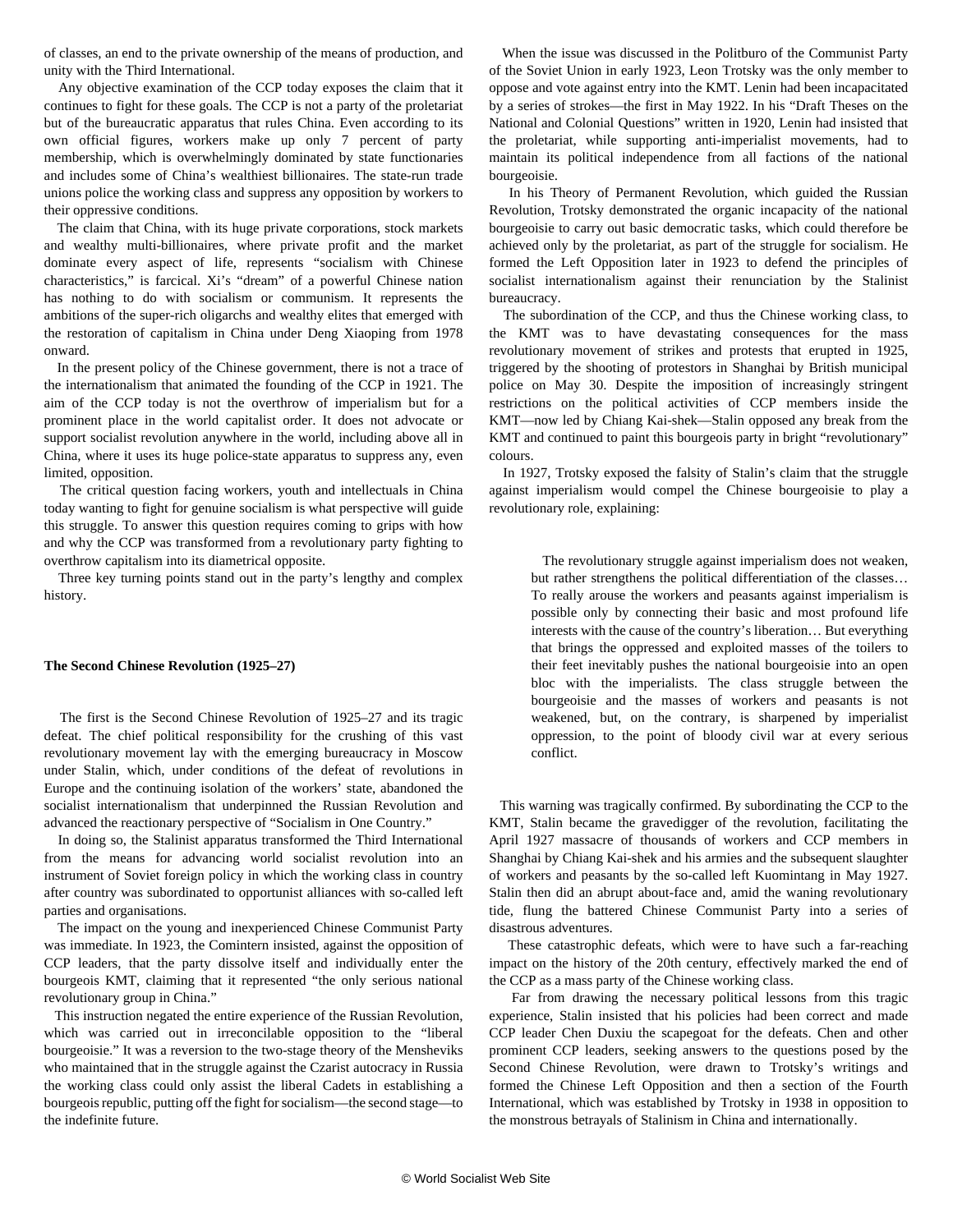of classes, an end to the private ownership of the means of production, and unity with the Third International.

Any objective examination of the CCP today exposes the claim that it continues to fight for these goals. The CCP is not a party of the proletariat but of the bureaucratic apparatus that rules China. Even according to its own official figures, workers make up only 7 percent of party membership, which is overwhelmingly dominated by state functionaries and includes some of China's wealthiest billionaires. The state-run trade unions police the working class and suppress any opposition by workers to their oppressive conditions.

The claim that China, with its huge private corporations, stock markets and wealthy multi-billionaires, where private profit and the market dominate every aspect of life, represents "socialism with Chinese characteristics," is farcical. Xi's "dream" of a powerful Chinese nation has nothing to do with socialism or communism. It represents the ambitions of the super-rich oligarchs and wealthy elites that emerged with the restoration of capitalism in China under Deng Xiaoping from 1978 onward.

In the present policy of the Chinese government, there is not a trace of the internationalism that animated the founding of the CCP in 1921. The aim of the CCP today is not the overthrow of imperialism but for a prominent place in the world capitalist order. It does not advocate or support socialist revolution anywhere in the world, including above all in China, where it uses its huge police-state apparatus to suppress any, even limited, opposition.

The critical question facing workers, youth and intellectuals in China today wanting to fight for genuine socialism is what perspective will guide this struggle. To answer this question requires coming to grips with how and why the CCP was transformed from a revolutionary party fighting to overthrow capitalism into its diametrical opposite.

Three key turning points stand out in the party's lengthy and complex history.

**The Second Chinese Revolution (1925–27)**

The first is the Second Chinese Revolution of 1925–27 and its tragic defeat. The chief political responsibility for the crushing of this vast revolutionary movement lay with the emerging bureaucracy in Moscow under Stalin, which, under conditions of the defeat of revolutions in Europe and the continuing isolation of the workers' state, abandoned the socialist internationalism that underpinned the Russian Revolution and advanced the reactionary perspective of "Socialism in One Country."

In doing so, the Stalinist apparatus transformed the Third International from the means for advancing world socialist revolution into an instrument of Soviet foreign policy in which the working class in country after country was subordinated to opportunist alliances with so-called left parties and organisations.

The impact on the young and inexperienced Chinese Communist Party was immediate. In 1923, the Comintern insisted, against the opposition of CCP leaders, that the party dissolve itself and individually enter the bourgeois KMT, claiming that it represented "the only serious national revolutionary group in China."

This instruction negated the entire experience of the Russian Revolution, which was carried out in irreconcilable opposition to the "liberal bourgeoisie." It was a reversion to the two-stage theory of the Mensheviks who maintained that in the struggle against the Czarist autocracy in Russia the working class could only assist the liberal Cadets in establishing a bourgeois republic, putting off the fight for socialism—the second stage—to the indefinite future.

When the issue was discussed in the Politburo of the Communist Party of the Soviet Union in early 1923, Leon Trotsky was the only member to oppose and vote against entry into the KMT. Lenin had been incapacitated by a series of strokes—the first in May 1922. In his "Draft Theses on the National and Colonial Questions" written in 1920, Lenin had insisted that the proletariat, while supporting anti-imperialist movements, had to maintain its political independence from all factions of the national bourgeoisie.

In his Theory of Permanent Revolution, which guided the Russian Revolution, Trotsky demonstrated the organic incapacity of the national bourgeoisie to carry out basic democratic tasks, which could therefore be achieved only by the proletariat, as part of the struggle for socialism. He formed the Left Opposition later in 1923 to defend the principles of socialist internationalism against their renunciation by the Stalinist bureaucracy.

The subordination of the CCP, and thus the Chinese working class, to the KMT was to have devastating consequences for the mass revolutionary movement of strikes and protests that erupted in 1925, triggered by the shooting of protestors in Shanghai by British municipal police on May 30. Despite the imposition of increasingly stringent restrictions on the political activities of CCP members inside the KMT—now led by Chiang Kai-shek—Stalin opposed any break from the KMT and continued to paint this bourgeois party in bright "revolutionary" colours.

In 1927, Trotsky exposed the falsity of Stalin's claim that the struggle against imperialism would compel the Chinese bourgeoisie to play a revolutionary role, explaining:

> The revolutionary struggle against imperialism does not weaken, but rather strengthens the political differentiation of the classes… To really arouse the workers and peasants against imperialism is possible only by connecting their basic and most profound life interests with the cause of the country's liberation… But everything that brings the oppressed and exploited masses of the toilers to their feet inevitably pushes the national bourgeoisie into an open bloc with the imperialists. The class struggle between the bourgeoisie and the masses of workers and peasants is not weakened, but, on the contrary, is sharpened by imperialist oppression, to the point of bloody civil war at every serious conflict.

This warning was tragically confirmed. By subordinating the CCP to the KMT, Stalin became the gravedigger of the revolution, facilitating the April 1927 massacre of thousands of workers and CCP members in Shanghai by Chiang Kai-shek and his armies and the subsequent slaughter of workers and peasants by the so-called left Kuomintang in May 1927. Stalin then did an abrupt about-face and, amid the waning revolutionary tide, flung the battered Chinese Communist Party into a series of disastrous adventures.

These catastrophic defeats, which were to have such a far-reaching impact on the history of the 20th century, effectively marked the end of the CCP as a mass party of the Chinese working class.

Far from drawing the necessary political lessons from this tragic experience, Stalin insisted that his policies had been correct and made CCP leader Chen Duxiu the scapegoat for the defeats. Chen and other prominent CCP leaders, seeking answers to the questions posed by the Second Chinese Revolution, were drawn to Trotsky's writings and formed the Chinese Left Opposition and then a section of the Fourth International, which was established by Trotsky in 1938 in opposition to the monstrous betrayals of Stalinism in China and internationally.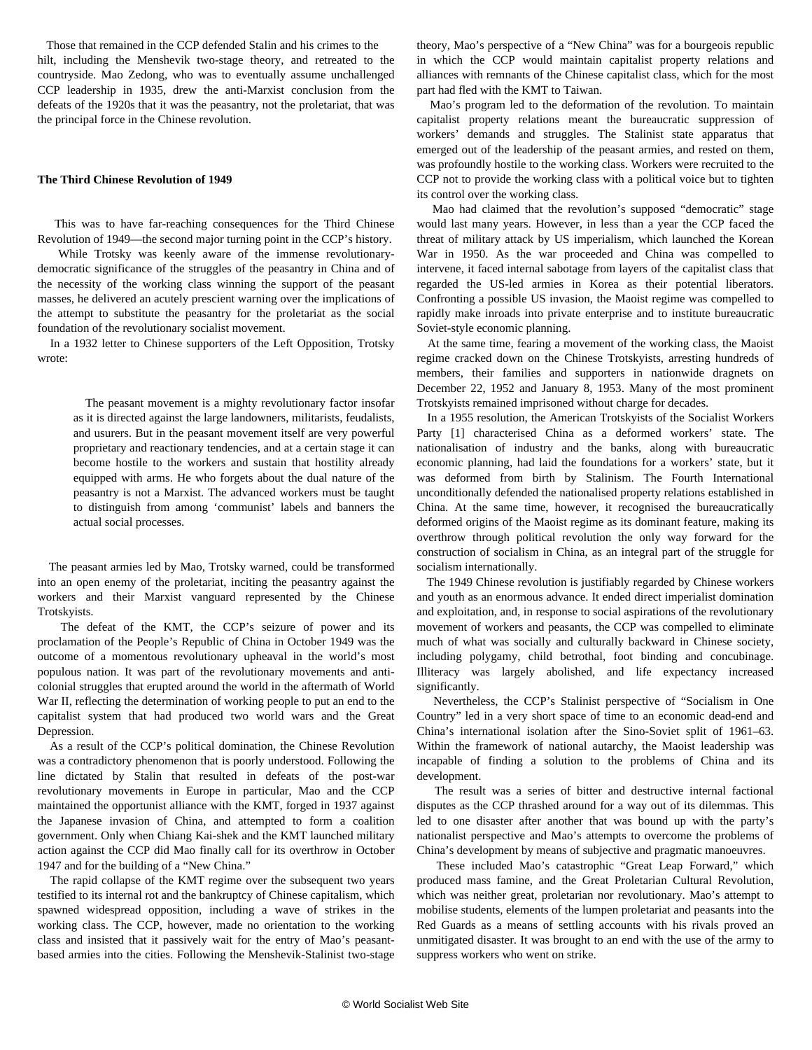Those that remained in the CCP defended Stalin and his crimes to the hilt, including the Menshevik two-stage theory, and retreated to the countryside. Mao Zedong, who was to eventually assume unchallenged CCP leadership in 1935, drew the anti-Marxist conclusion from the defeats of the 1920s that it was the peasantry, not the proletariat, that was the principal force in the Chinese revolution.

**The Third Chinese Revolution of 1949**

This was to have far-reaching consequences for the Third Chinese Revolution of 1949—the second major turning point in the CCP's history.

While Trotsky was keenly aware of the immense revolutionary-democratic significance of the struggles of the peasantry in China and of the necessity of the working class winning the support of the peasant masses, he delivered an acutely prescient warning over the implications of the attempt to substitute the peasantry for the proletariat as the social foundation of the revolutionary socialist movement.

In a 1932 letter to Chinese supporters of the Left Opposition, Trotsky wrote:

> The peasant movement is a mighty revolutionary factor insofar as it is directed against the large landowners, militarists, feudalists, and usurers. But in the peasant movement itself are very powerful proprietary and reactionary tendencies, and at a certain stage it can become hostile to the workers and sustain that hostility already equipped with arms. He who forgets about the dual nature of the peasantry is not a Marxist. The advanced workers must be taught to distinguish from among 'communist' labels and banners the actual social processes.

The peasant armies led by Mao, Trotsky warned, could be transformed into an open enemy of the proletariat, inciting the peasantry against the workers and their Marxist vanguard represented by the Chinese Trotskyists.

The defeat of the KMT, the CCP's seizure of power and its proclamation of the People's Republic of China in October 1949 was the outcome of a momentous revolutionary upheaval in the world's most populous nation. It was part of the revolutionary movements and anti-colonial struggles that erupted around the world in the aftermath of World War II, reflecting the determination of working people to put an end to the capitalist system that had produced two world wars and the Great Depression.

As a result of the CCP's political domination, the Chinese Revolution was a contradictory phenomenon that is poorly understood. Following the line dictated by Stalin that resulted in defeats of the post-war revolutionary movements in Europe in particular, Mao and the CCP maintained the opportunist alliance with the KMT, forged in 1937 against the Japanese invasion of China, and attempted to form a coalition government. Only when Chiang Kai-shek and the KMT launched military action against the CCP did Mao finally call for its overthrow in October 1947 and for the building of a "New China."

The rapid collapse of the KMT regime over the subsequent two years testified to its internal rot and the bankruptcy of Chinese capitalism, which spawned widespread opposition, including a wave of strikes in the working class. The CCP, however, made no orientation to the working class and insisted that it passively wait for the entry of Mao's peasant-based armies into the cities. Following the Menshevik-Stalinist two-stage theory, Mao's perspective of a "New China" was for a bourgeois republic in which the CCP would maintain capitalist property relations and alliances with remnants of the Chinese capitalist class, which for the most part had fled with the KMT to Taiwan.

Mao's program led to the deformation of the revolution. To maintain capitalist property relations meant the bureaucratic suppression of workers' demands and struggles. The Stalinist state apparatus that emerged out of the leadership of the peasant armies, and rested on them, was profoundly hostile to the working class. Workers were recruited to the CCP not to provide the working class with a political voice but to tighten its control over the working class.

Mao had claimed that the revolution's supposed "democratic" stage would last many years. However, in less than a year the CCP faced the threat of military attack by US imperialism, which launched the Korean War in 1950. As the war proceeded and China was compelled to intervene, it faced internal sabotage from layers of the capitalist class that regarded the US-led armies in Korea as their potential liberators. Confronting a possible US invasion, the Maoist regime was compelled to rapidly make inroads into private enterprise and to institute bureaucratic Soviet-style economic planning.

At the same time, fearing a movement of the working class, the Maoist regime cracked down on the Chinese Trotskyists, arresting hundreds of members, their families and supporters in nationwide dragnets on December 22, 1952 and January 8, 1953. Many of the most prominent Trotskyists remained imprisoned without charge for decades.

In a 1955 resolution, the American Trotskyists of the Socialist Workers Party [1] characterised China as a deformed workers' state. The nationalisation of industry and the banks, along with bureaucratic economic planning, had laid the foundations for a workers' state, but it was deformed from birth by Stalinism. The Fourth International unconditionally defended the nationalised property relations established in China. At the same time, however, it recognised the bureaucratically deformed origins of the Maoist regime as its dominant feature, making its overthrow through political revolution the only way forward for the construction of socialism in China, as an integral part of the struggle for socialism internationally.

The 1949 Chinese revolution is justifiably regarded by Chinese workers and youth as an enormous advance. It ended direct imperialist domination and exploitation, and, in response to social aspirations of the revolutionary movement of workers and peasants, the CCP was compelled to eliminate much of what was socially and culturally backward in Chinese society, including polygamy, child betrothal, foot binding and concubinage. Illiteracy was largely abolished, and life expectancy increased significantly.

Nevertheless, the CCP's Stalinist perspective of "Socialism in One Country" led in a very short space of time to an economic dead-end and China's international isolation after the Sino-Soviet split of 1961–63. Within the framework of national autarchy, the Maoist leadership was incapable of finding a solution to the problems of China and its development.

The result was a series of bitter and destructive internal factional disputes as the CCP thrashed around for a way out of its dilemmas. This led to one disaster after another that was bound up with the party's nationalist perspective and Mao's attempts to overcome the problems of China's development by means of subjective and pragmatic manoeuvres.

These included Mao's catastrophic "Great Leap Forward," which produced mass famine, and the Great Proletarian Cultural Revolution, which was neither great, proletarian nor revolutionary. Mao's attempt to mobilise students, elements of the lumpen proletariat and peasants into the Red Guards as a means of settling accounts with his rivals proved an unmitigated disaster. It was brought to an end with the use of the army to suppress workers who went on strike.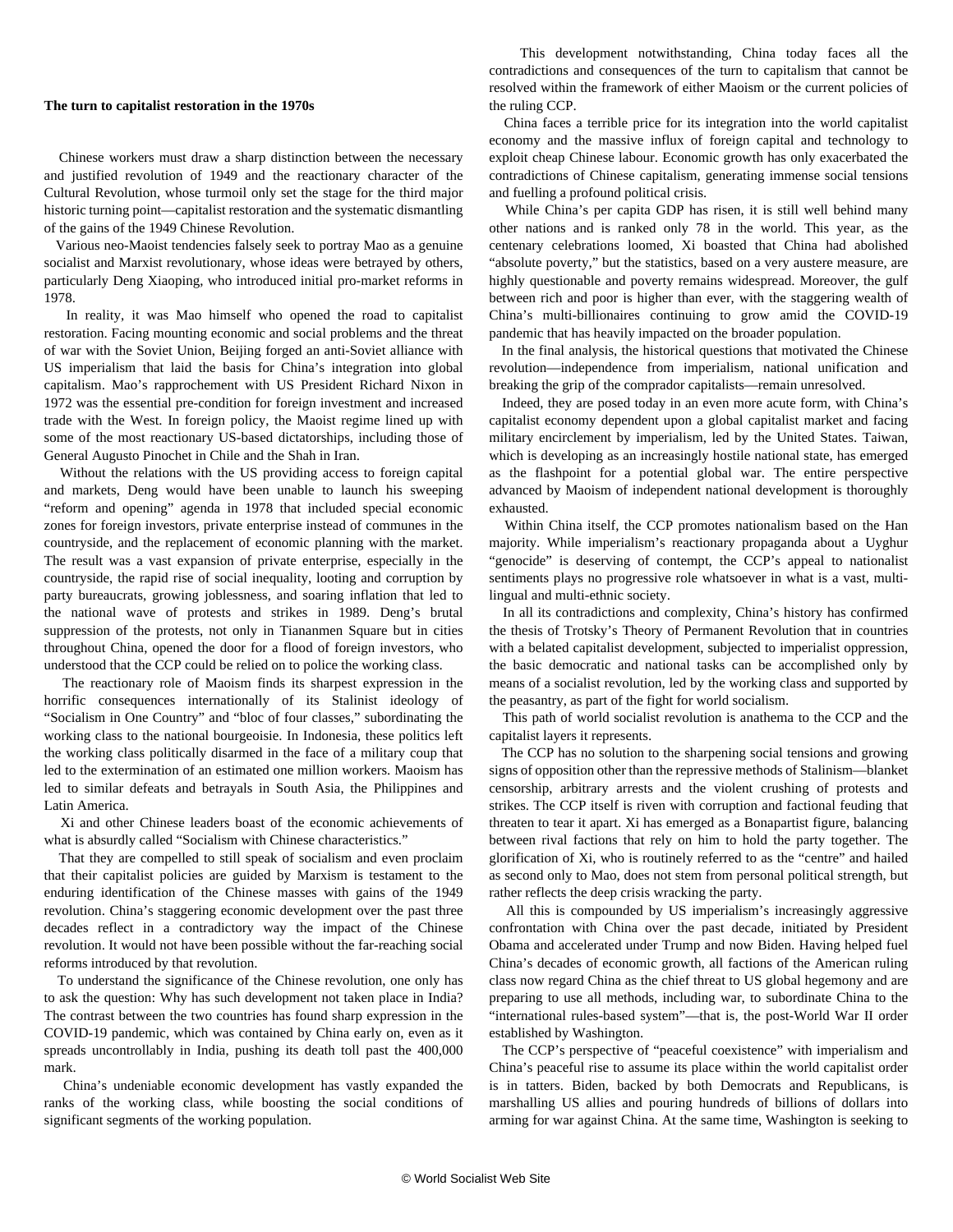**The turn to capitalist restoration in the 1970s**

Chinese workers must draw a sharp distinction between the necessary and justified revolution of 1949 and the reactionary character of the Cultural Revolution, whose turmoil only set the stage for the third major historic turning point—capitalist restoration and the systematic dismantling of the gains of the 1949 Chinese Revolution.

Various neo-Maoist tendencies falsely seek to portray Mao as a genuine socialist and Marxist revolutionary, whose ideas were betrayed by others, particularly Deng Xiaoping, who introduced initial pro-market reforms in 1978.

In reality, it was Mao himself who opened the road to capitalist restoration. Facing mounting economic and social problems and the threat of war with the Soviet Union, Beijing forged an anti-Soviet alliance with US imperialism that laid the basis for China's integration into global capitalism. Mao's rapprochement with US President Richard Nixon in 1972 was the essential pre-condition for foreign investment and increased trade with the West. In foreign policy, the Maoist regime lined up with some of the most reactionary US-based dictatorships, including those of General Augusto Pinochet in Chile and the Shah in Iran.

Without the relations with the US providing access to foreign capital and markets, Deng would have been unable to launch his sweeping "reform and opening" agenda in 1978 that included special economic zones for foreign investors, private enterprise instead of communes in the countryside, and the replacement of economic planning with the market. The result was a vast expansion of private enterprise, especially in the countryside, the rapid rise of social inequality, looting and corruption by party bureaucrats, growing joblessness, and soaring inflation that led to the national wave of protests and strikes in 1989. Deng's brutal suppression of the protests, not only in Tiananmen Square but in cities throughout China, opened the door for a flood of foreign investors, who understood that the CCP could be relied on to police the working class.

The reactionary role of Maoism finds its sharpest expression in the horrific consequences internationally of its Stalinist ideology of "Socialism in One Country" and "bloc of four classes," subordinating the working class to the national bourgeoisie. In Indonesia, these politics left the working class politically disarmed in the face of a military coup that led to the extermination of an estimated one million workers. Maoism has led to similar defeats and betrayals in South Asia, the Philippines and Latin America.

Xi and other Chinese leaders boast of the economic achievements of what is absurdly called "Socialism with Chinese characteristics."

That they are compelled to still speak of socialism and even proclaim that their capitalist policies are guided by Marxism is testament to the enduring identification of the Chinese masses with gains of the 1949 revolution. China's staggering economic development over the past three decades reflect in a contradictory way the impact of the Chinese revolution. It would not have been possible without the far-reaching social reforms introduced by that revolution.

To understand the significance of the Chinese revolution, one only has to ask the question: Why has such development not taken place in India? The contrast between the two countries has found sharp expression in the COVID-19 pandemic, which was contained by China early on, even as it spreads uncontrollably in India, pushing its death toll past the 400,000 mark.

China's undeniable economic development has vastly expanded the ranks of the working class, while boosting the social conditions of significant segments of the working population.

This development notwithstanding, China today faces all the contradictions and consequences of the turn to capitalism that cannot be resolved within the framework of either Maoism or the current policies of the ruling CCP.

China faces a terrible price for its integration into the world capitalist economy and the massive influx of foreign capital and technology to exploit cheap Chinese labour. Economic growth has only exacerbated the contradictions of Chinese capitalism, generating immense social tensions and fuelling a profound political crisis.

While China's per capita GDP has risen, it is still well behind many other nations and is ranked only 78 in the world. This year, as the centenary celebrations loomed, Xi boasted that China had abolished "absolute poverty," but the statistics, based on a very austere measure, are highly questionable and poverty remains widespread. Moreover, the gulf between rich and poor is higher than ever, with the staggering wealth of China's multi-billionaires continuing to grow amid the COVID-19 pandemic that has heavily impacted on the broader population.

In the final analysis, the historical questions that motivated the Chinese revolution—independence from imperialism, national unification and breaking the grip of the comprador capitalists—remain unresolved.

Indeed, they are posed today in an even more acute form, with China's capitalist economy dependent upon a global capitalist market and facing military encirclement by imperialism, led by the United States. Taiwan, which is developing as an increasingly hostile national state, has emerged as the flashpoint for a potential global war. The entire perspective advanced by Maoism of independent national development is thoroughly exhausted.

Within China itself, the CCP promotes nationalism based on the Han majority. While imperialism's reactionary propaganda about a Uyghur "genocide" is deserving of contempt, the CCP's appeal to nationalist sentiments plays no progressive role whatsoever in what is a vast, multi-lingual and multi-ethnic society.

In all its contradictions and complexity, China's history has confirmed the thesis of Trotsky's Theory of Permanent Revolution that in countries with a belated capitalist development, subjected to imperialist oppression, the basic democratic and national tasks can be accomplished only by means of a socialist revolution, led by the working class and supported by the peasantry, as part of the fight for world socialism.

This path of world socialist revolution is anathema to the CCP and the capitalist layers it represents.

The CCP has no solution to the sharpening social tensions and growing signs of opposition other than the repressive methods of Stalinism—blanket censorship, arbitrary arrests and the violent crushing of protests and strikes. The CCP itself is riven with corruption and factional feuding that threaten to tear it apart. Xi has emerged as a Bonapartist figure, balancing between rival factions that rely on him to hold the party together. The glorification of Xi, who is routinely referred to as the "centre" and hailed as second only to Mao, does not stem from personal political strength, but rather reflects the deep crisis wracking the party.

All this is compounded by US imperialism's increasingly aggressive confrontation with China over the past decade, initiated by President Obama and accelerated under Trump and now Biden. Having helped fuel China's decades of economic growth, all factions of the American ruling class now regard China as the chief threat to US global hegemony and are preparing to use all methods, including war, to subordinate China to the "international rules-based system"—that is, the post-World War II order established by Washington.

The CCP's perspective of "peaceful coexistence" with imperialism and China's peaceful rise to assume its place within the world capitalist order is in tatters. Biden, backed by both Democrats and Republicans, is marshalling US allies and pouring hundreds of billions of dollars into arming for war against China. At the same time, Washington is seeking to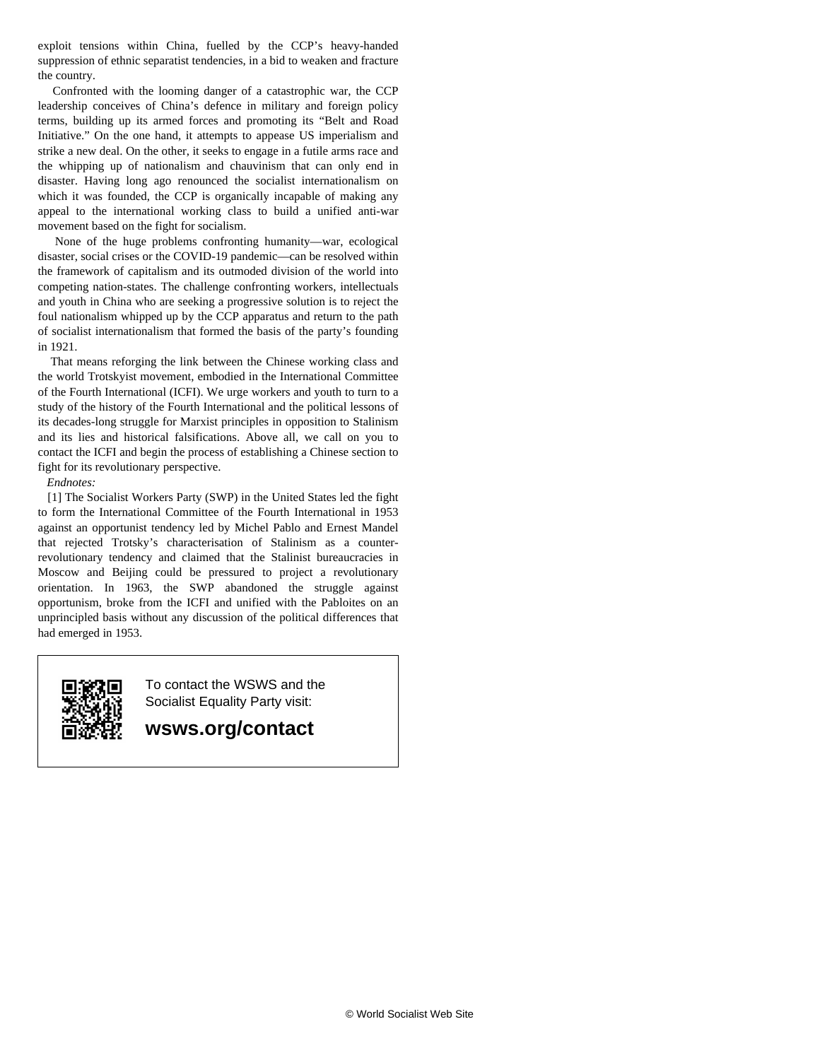exploit tensions within China, fuelled by the CCP's heavy-handed suppression of ethnic separatist tendencies, in a bid to weaken and fracture the country.

Confronted with the looming danger of a catastrophic war, the CCP leadership conceives of China's defence in military and foreign policy terms, building up its armed forces and promoting its "Belt and Road Initiative." On the one hand, it attempts to appease US imperialism and strike a new deal. On the other, it seeks to engage in a futile arms race and the whipping up of nationalism and chauvinism that can only end in disaster. Having long ago renounced the socialist internationalism on which it was founded, the CCP is organically incapable of making any appeal to the international working class to build a unified anti-war movement based on the fight for socialism.

None of the huge problems confronting humanity—war, ecological disaster, social crises or the COVID-19 pandemic—can be resolved within the framework of capitalism and its outmoded division of the world into competing nation-states. The challenge confronting workers, intellectuals and youth in China who are seeking a progressive solution is to reject the foul nationalism whipped up by the CCP apparatus and return to the path of socialist internationalism that formed the basis of the party's founding in 1921.

That means reforging the link between the Chinese working class and the world Trotskyist movement, embodied in the International Committee of the Fourth International (ICFI). We urge workers and youth to turn to a study of the history of the Fourth International and the political lessons of its decades-long struggle for Marxist principles in opposition to Stalinism and its lies and historical falsifications. Above all, we call on you to contact the ICFI and begin the process of establishing a Chinese section to fight for its revolutionary perspective.

*Endnotes:*

[1] The Socialist Workers Party (SWP) in the United States led the fight to form the International Committee of the Fourth International in 1953 against an opportunist tendency led by Michel Pablo and Ernest Mandel that rejected Trotsky's characterisation of Stalinism as a counter-revolutionary tendency and claimed that the Stalinist bureaucracies in Moscow and Beijing could be pressured to project a revolutionary orientation. In 1963, the SWP abandoned the struggle against opportunism, broke from the ICFI and unified with the Pabloites on an unprincipled basis without any discussion of the political differences that had emerged in 1953.

To contact the WSWS and the Socialist Equality Party visit:

**wsws.org/contact**